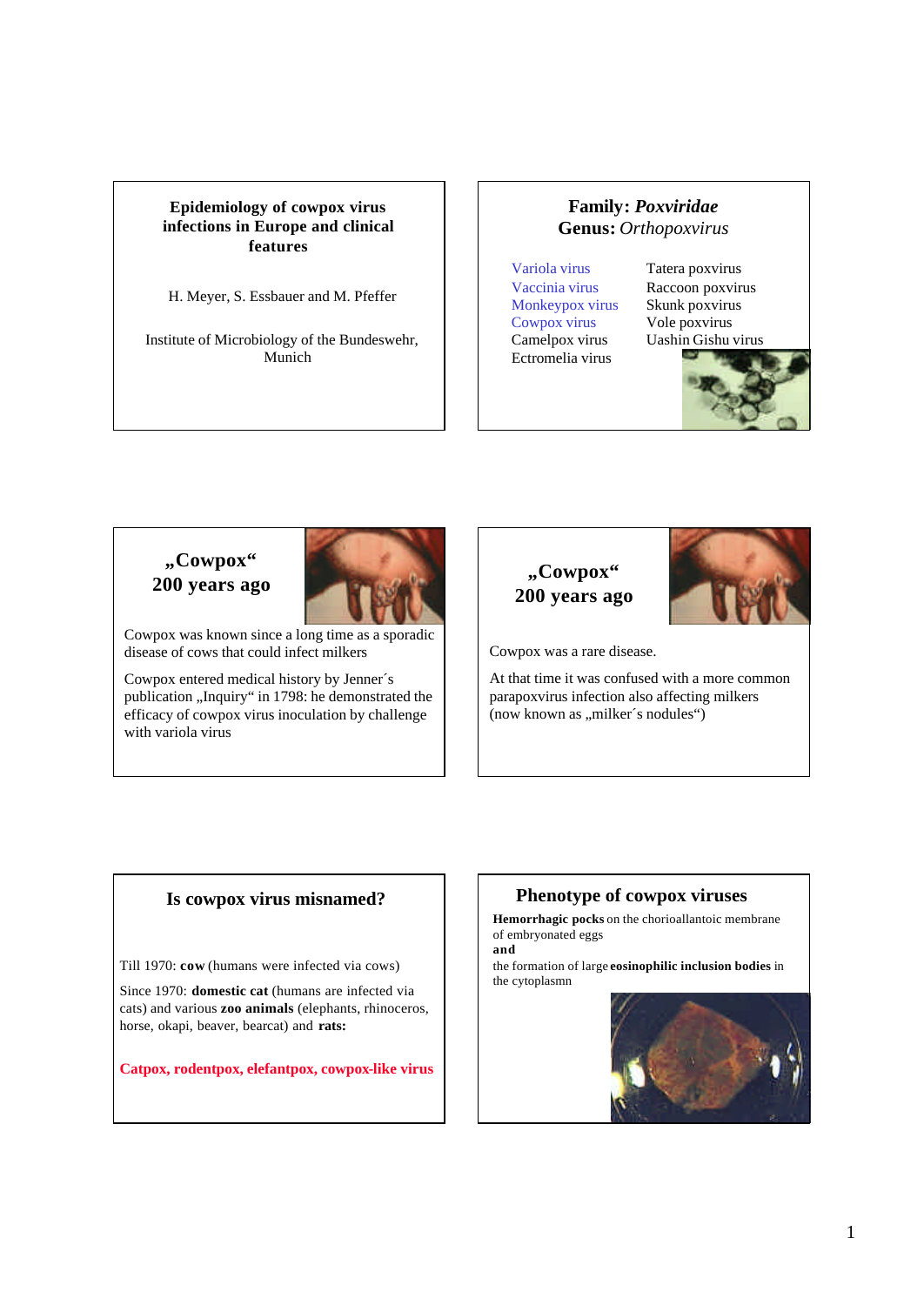## Epidemiology of cowpox virus infections in Europe and clinical features

H. Meyer, S. Essbauer and M. Pfeffer

Institute of Microbiology of the Bundeswehr, Munich

---

## Family: *Poxviridae*
## Genus: *Orthopoxvirus*

- Variola virus
- Vaccinia virus
- Monkeypox virus
- Cowpox virus
- Camelpox virus
- Ectromelia virus
- Tatera poxvirus
- Raccoon poxvirus
- Skunk poxvirus
- Vole poxvirus
- Uashin Gishu virus

---

## „Cowpox" 200 years ago

Cowpox was known since a long time as a sporadic disease of cows that could infect milkers

Cowpox entered medical history by Jenner´s publication „Inquiry" in 1798: he demonstrated the efficacy of cowpox virus inoculation by challenge with variola virus

---

## „Cowpox" 200 years ago

Cowpox was a rare disease.

At that time it was confused with a more common parapoxvirus infection also affecting milkers (now known as „milker´s nodules")

---

## Is cowpox virus misnamed?

Till 1970: **cow** (humans were infected via cows)

Since 1970: **domestic cat** (humans are infected via cats) and various **zoo animals** (elephants, rhinoceros, horse, okapi, beaver, bearcat) and **rats:**

**Catpox, rodentpox, elefantpox, cowpox-like virus**

---

## Phenotype of cowpox viruses

**Hemorrhagic pocks** on the chorioallantoic membrane of embryonated eggs

**and**

the formation of large **eosinophilic inclusion bodies** in the cytoplasmn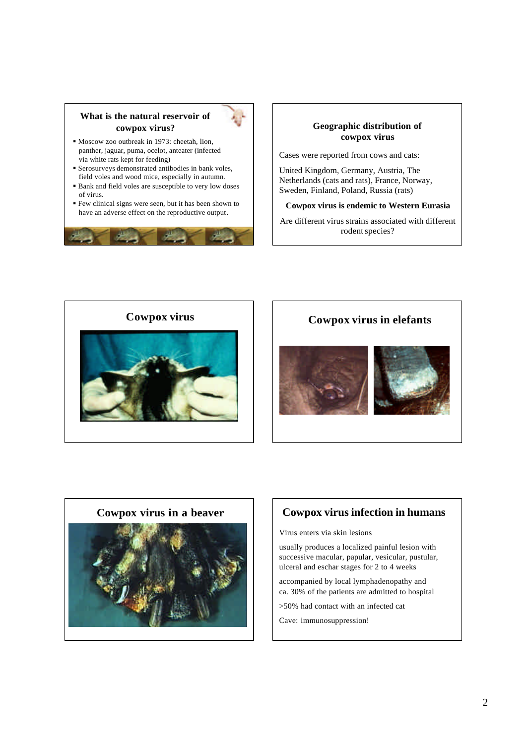## What is the natural reservoir of cowpox virus?

- Moscow zoo outbreak in 1973: cheetah, lion, panther, jaguar, puma, ocelot, anteater (infected via white rats kept for feeding)
- Serosurveys demonstrated antibodies in bank voles, field voles and wood mice, especially in autumn.
- Bank and field voles are susceptible to very low doses of virus.
- Few clinical signs were seen, but it has been shown to have an adverse effect on the reproductive output.

## Geographic distribution of cowpox virus

Cases were reported from cows and cats:

United Kingdom, Germany, Austria, The Netherlands (cats and rats), France, Norway, Sweden, Finland, Poland, Russia (rats)

**Cowpox virus is endemic to Western Eurasia**

Are different virus strains associated with different rodent species?

## Cowpox virus

## Cowpox virus in elefants

## Cowpox virus in a beaver

## Cowpox virus infection in humans

Virus enters via skin lesions

usually produces a localized painful lesion with successive macular, papular, vesicular, pustular, ulceral and eschar stages for 2 to 4 weeks

accompanied by local lymphadenopathy and ca. 30% of the patients are admitted to hospital

>50% had contact with an infected cat

Cave: immunosuppression!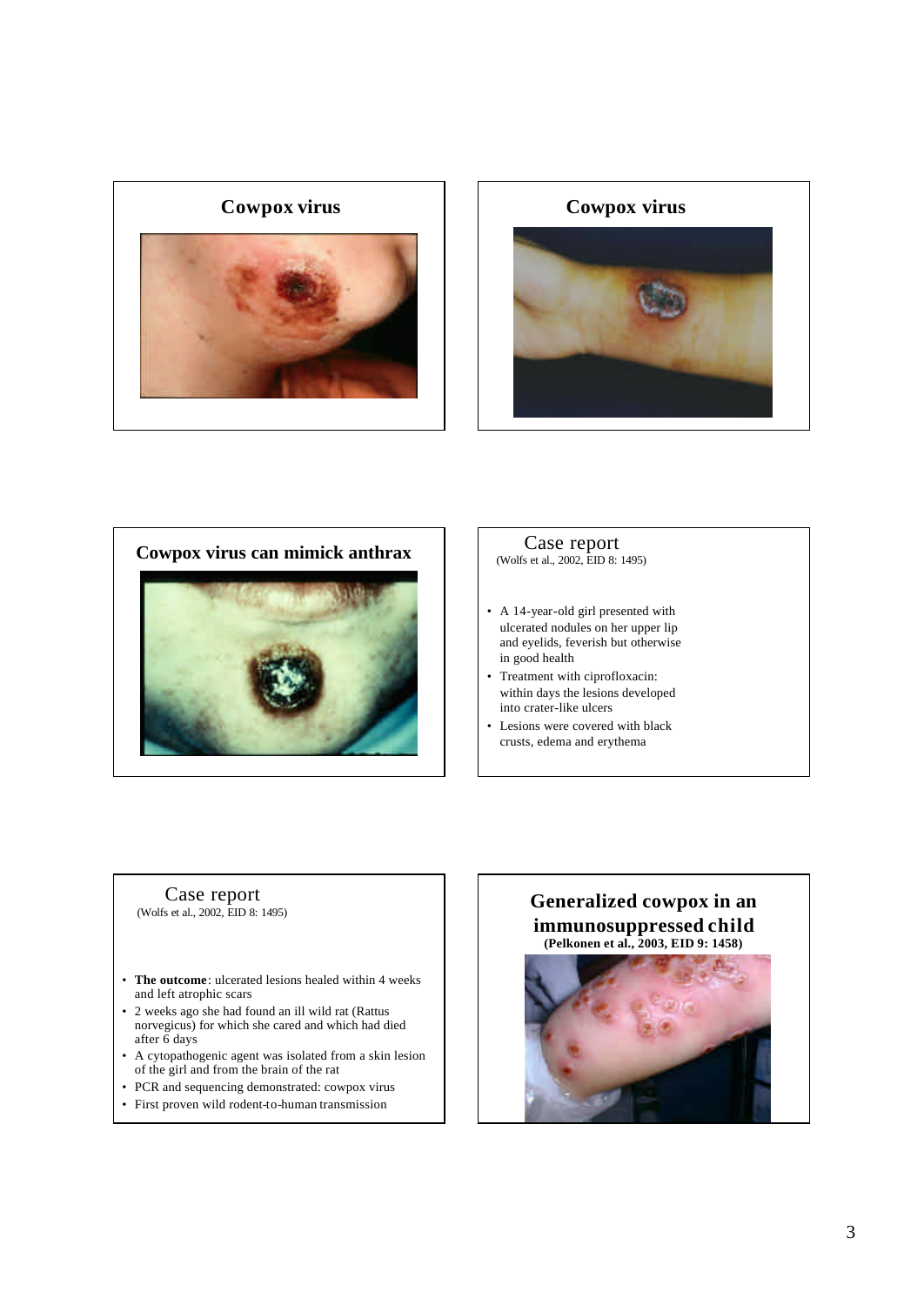## Cowpox virus

## Cowpox virus

## Cowpox virus can mimick anthrax

## Case report

(Wolfs et al., 2002, EID 8: 1495)

- A 14-year-old girl presented with ulcerated nodules on her upper lip and eyelids, feverish but otherwise in good health
- Treatment with ciprofloxacin: within days the lesions developed into crater-like ulcers
- Lesions were covered with black crusts, edema and erythema

## Case report

(Wolfs et al., 2002, EID 8: 1495)

- **The outcome**: ulcerated lesions healed within 4 weeks and left atrophic scars
- 2 weeks ago she had found an ill wild rat (Rattus norvegicus) for which she cared and which had died after 6 days
- A cytopathogenic agent was isolated from a skin lesion of the girl and from the brain of the rat
- PCR and sequencing demonstrated: cowpox virus
- First proven wild rodent-to-human transmission

## Generalized cowpox in an immunosuppressed child

**(Pelkonen et al., 2003, EID 9: 1458)**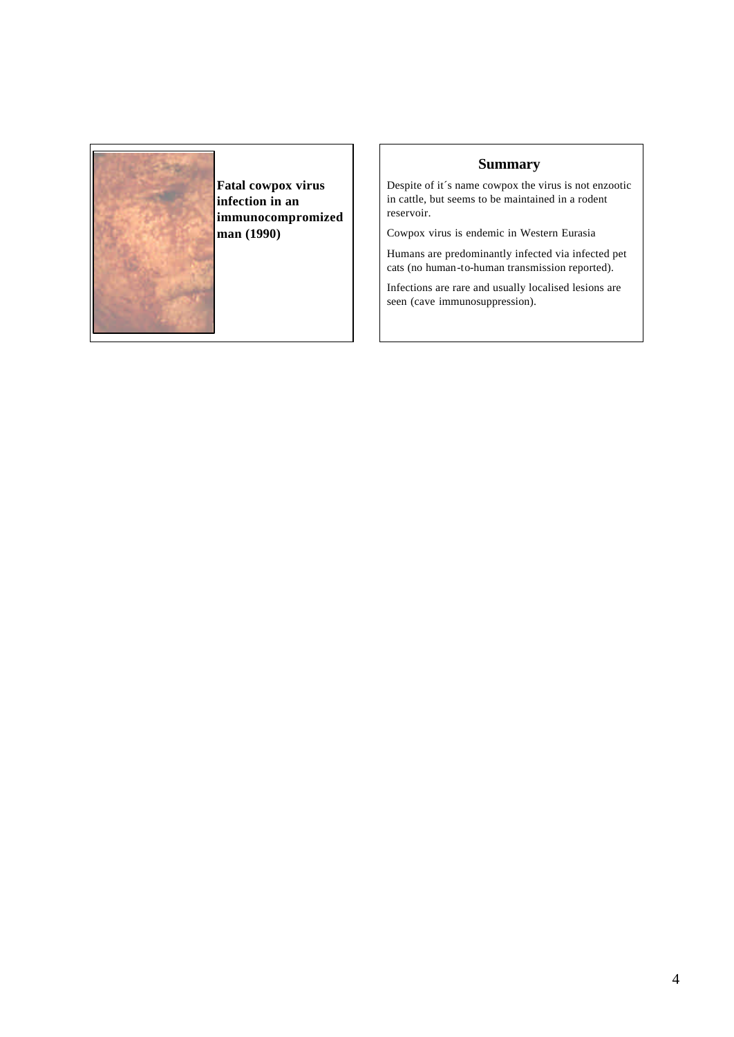**Fatal cowpox virus infection in an immunocompromized man (1990)**

## Summary

Despite of it´s name cowpox the virus is not enzootic in cattle, but seems to be maintained in a rodent reservoir.

Cowpox virus is endemic in Western Eurasia

Humans are predominantly infected via infected pet cats (no human-to-human transmission reported).

Infections are rare and usually localised lesions are seen (cave immunosuppression).